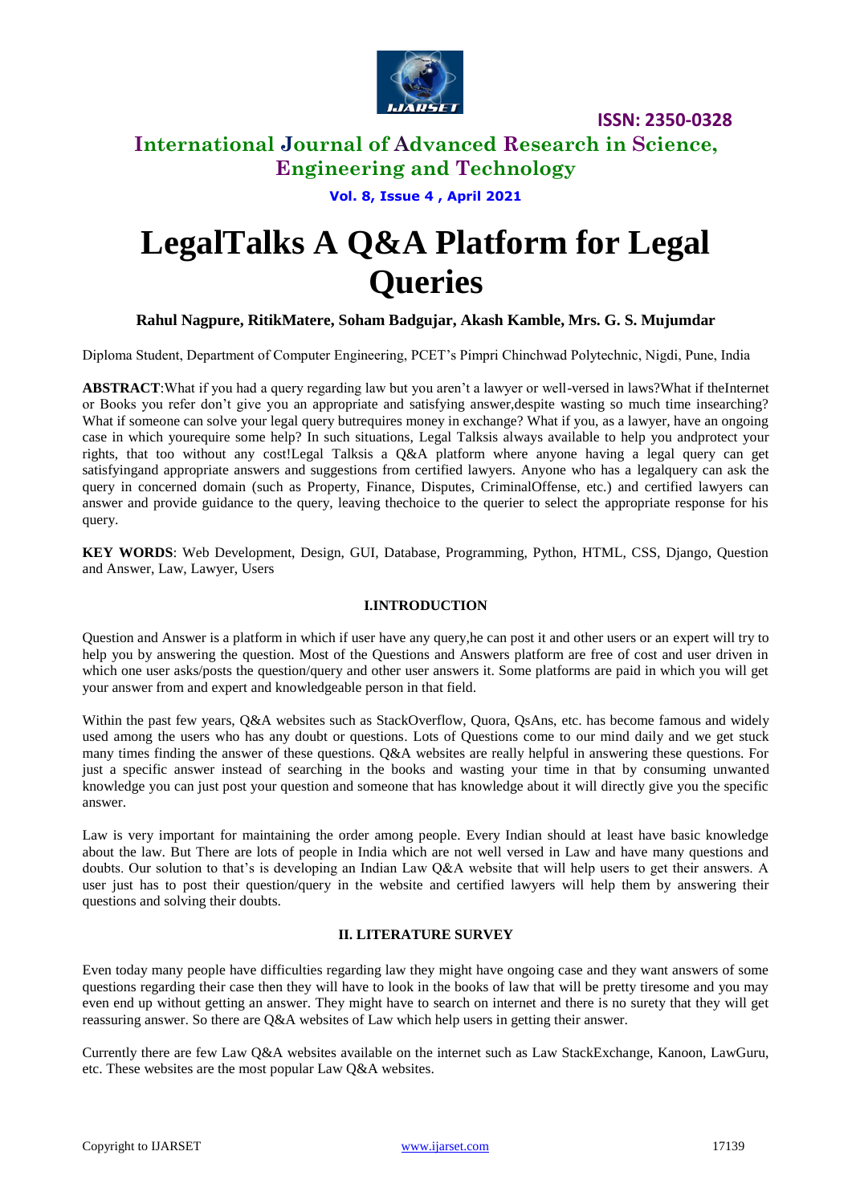# LegalTalks A Q&A Platform for Legal Queries

**Rahul Nagpure, RitikMatere, Soham Badgujar, Akash Kamble, Mrs. G. S. Mujumdar**

Diploma Student, Department of Computer Engineering, PCET's Pimpri Chinchwad Polytechnic, Nigdi, Pune, India

**ABSTRACT**:What if you had a query regarding law but you aren't a lawyer or well-versed in laws?What if theInternet or Books you refer don't give you an appropriate and satisfying answer,despite wasting so much time insearching? What if someone can solve your legal query butrequires money in exchange? What if you, as a lawyer, have an ongoing case in which yourequire some help? In such situations, Legal Talksis always available to help you andprotect your rights, that too without any cost!Legal Talksis a Q&A platform where anyone having a legal query can get satisfyingand appropriate answers and suggestions from certified lawyers. Anyone who has a legalquery can ask the query in concerned domain (such as Property, Finance, Disputes, CriminalOffense, etc.) and certified lawyers can answer and provide guidance to the query, leaving thechoice to the querier to select the appropriate response for his query.

**KEY WORDS**: Web Development, Design, GUI, Database, Programming, Python, HTML, CSS, Django, Question and Answer, Law, Lawyer, Users

## I.INTRODUCTION

Question and Answer is a platform in which if user have any query,he can post it and other users or an expert will try to help you by answering the question. Most of the Questions and Answers platform are free of cost and user driven in which one user asks/posts the question/query and other user answers it. Some platforms are paid in which you will get your answer from and expert and knowledgeable person in that field.

Within the past few years, Q&A websites such as StackOverflow, Quora, QsAns, etc. has become famous and widely used among the users who has any doubt or questions. Lots of Questions come to our mind daily and we get stuck many times finding the answer of these questions. Q&A websites are really helpful in answering these questions. For just a specific answer instead of searching in the books and wasting your time in that by consuming unwanted knowledge you can just post your question and someone that has knowledge about it will directly give you the specific answer.

Law is very important for maintaining the order among people. Every Indian should at least have basic knowledge about the law. But There are lots of people in India which are not well versed in Law and have many questions and doubts. Our solution to that's is developing an Indian Law Q&A website that will help users to get their answers. A user just has to post their question/query in the website and certified lawyers will help them by answering their questions and solving their doubts.

## II. LITERATURE SURVEY

Even today many people have difficulties regarding law they might have ongoing case and they want answers of some questions regarding their case then they will have to look in the books of law that will be pretty tiresome and you may even end up without getting an answer. They might have to search on internet and there is no surety that they will get reassuring answer. So there are Q&A websites of Law which help users in getting their answer.

Currently there are few Law Q&A websites available on the internet such as Law StackExchange, Kanoon, LawGuru, etc. These websites are the most popular Law Q&A websites.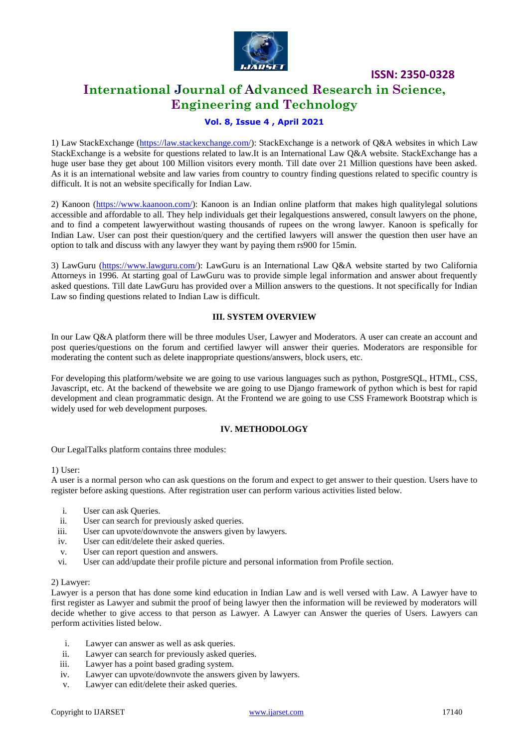1) Law StackExchange (https://law.stackexchange.com/): StackExchange is a network of Q&A websites in which Law StackExchange is a website for questions related to law.It is an International Law Q&A website. StackExchange has a huge user base they get about 100 Million visitors every month. Till date over 21 Million questions have been asked. As it is an international website and law varies from country to country finding questions related to specific country is difficult. It is not an website specifically for Indian Law.

2) Kanoon (https://www.kaanoon.com/): Kanoon is an Indian online platform that makes high qualitylegal solutions accessible and affordable to all. They help individuals get their legalquestions answered, consult lawyers on the phone, and to find a competent lawyerwithout wasting thousands of rupees on the wrong lawyer. Kanoon is spefically for Indian Law. User can post their question/query and the certified lawyers will answer the question then user have an option to talk and discuss with any lawyer they want by paying them rs900 for 15min.

3) LawGuru (https://www.lawguru.com/): LawGuru is an International Law Q&A website started by two California Attorneys in 1996. At starting goal of LawGuru was to provide simple legal information and answer about frequently asked questions. Till date LawGuru has provided over a Million answers to the questions. It not specifically for Indian Law so finding questions related to Indian Law is difficult.

## III. SYSTEM OVERVIEW

In our Law Q&A platform there will be three modules User, Lawyer and Moderators. A user can create an account and post queries/questions on the forum and certified lawyer will answer their queries. Moderators are responsible for moderating the content such as delete inappropriate questions/answers, block users, etc.

For developing this platform/website we are going to use various languages such as python, PostgreSQL, HTML, CSS, Javascript, etc. At the backend of thewebsite we are going to use Django framework of python which is best for rapid development and clean programmatic design. At the Frontend we are going to use CSS Framework Bootstrap which is widely used for web development purposes.

## IV. METHODOLOGY

Our LegalTalks platform contains three modules:

1) User:
A user is a normal person who can ask questions on the forum and expect to get answer to their question. Users have to register before asking questions. After registration user can perform various activities listed below.

i. User can ask Queries.
ii. User can search for previously asked queries.
iii. User can upvote/downvote the answers given by lawyers.
iv. User can edit/delete their asked queries.
v. User can report question and answers.
vi. User can add/update their profile picture and personal information from Profile section.

2) Lawyer:
Lawyer is a person that has done some kind education in Indian Law and is well versed with Law. A Lawyer have to first register as Lawyer and submit the proof of being lawyer then the information will be reviewed by moderators will decide whether to give access to that person as Lawyer. A Lawyer can Answer the queries of Users. Lawyers can perform activities listed below.

i. Lawyer can answer as well as ask queries.
ii. Lawyer can search for previously asked queries.
iii. Lawyer has a point based grading system.
iv. Lawyer can upvote/downvote the answers given by lawyers.
v. Lawyer can edit/delete their asked queries.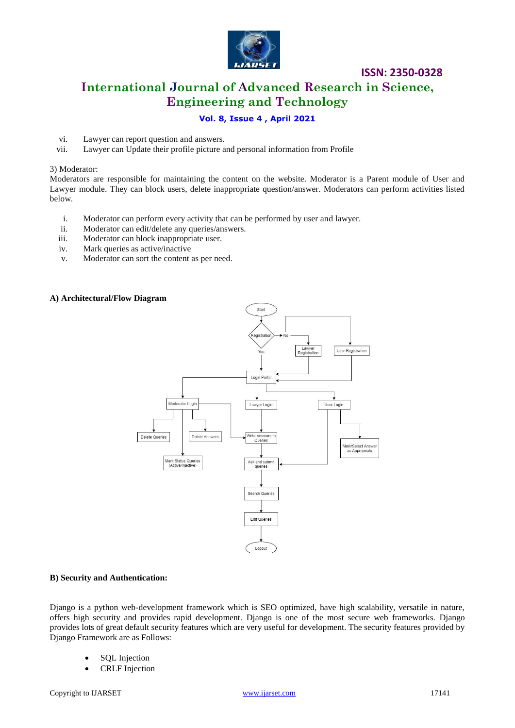vi. Lawyer can report question and answers.
vii. Lawyer can Update their profile picture and personal information from Profile

3) Moderator:
Moderators are responsible for maintaining the content on the website. Moderator is a Parent module of User and Lawyer module. They can block users, delete inappropriate question/answer. Moderators can perform activities listed below.

i. Moderator can perform every activity that can be performed by user and lawyer.
ii. Moderator can edit/delete any queries/answers.
iii. Moderator can block inappropriate user.
iv. Mark queries as active/inactive
v. Moderator can sort the content as per need.

**A) Architectural/Flow Diagram**

**B) Security and Authentication:**

Django is a python web-development framework which is SEO optimized, have high scalability, versatile in nature, offers high security and provides rapid development. Django is one of the most secure web frameworks. Django provides lots of great default security features which are very useful for development. The security features provided by Django Framework are as Follows:

- SQL Injection
- CRLF Injection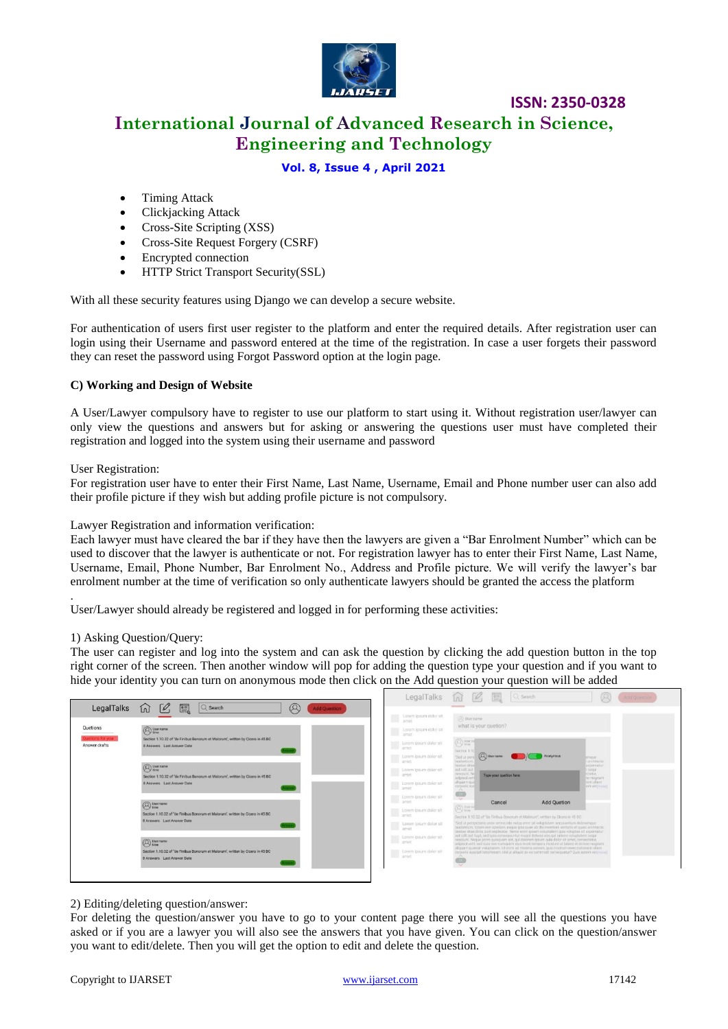- Timing Attack
- Clickjacking Attack
- Cross-Site Scripting (XSS)
- Cross-Site Request Forgery (CSRF)
- Encrypted connection
- HTTP Strict Transport Security(SSL)

With all these security features using Django we can develop a secure website.

For authentication of users first user register to the platform and enter the required details. After registration user can login using their Username and password entered at the time of the registration. In case a user forgets their password they can reset the password using Forgot Password option at the login page.

**C) Working and Design of Website**

A User/Lawyer compulsory have to register to use our platform to start using it. Without registration user/lawyer can only view the questions and answers but for asking or answering the questions user must have completed their registration and logged into the system using their username and password

User Registration:
For registration user have to enter their First Name, Last Name, Username, Email and Phone number user can also add their profile picture if they wish but adding profile picture is not compulsory.

Lawyer Registration and information verification:
Each lawyer must have cleared the bar if they have then the lawyers are given a "Bar Enrolment Number" which can be used to discover that the lawyer is authenticate or not. For registration lawyer has to enter their First Name, Last Name, Username, Email, Phone Number, Bar Enrolment No., Address and Profile picture. We will verify the lawyer's bar enrolment number at the time of verification so only authenticate lawyers should be granted the access the platform

.

User/Lawyer should already be registered and logged in for performing these activities:

1) Asking Question/Query:
The user can register and log into the system and can ask the question by clicking the add question button in the top right corner of the screen. Then another window will pop for adding the question type your question and if you want to hide your identity you can turn on anonymous mode then click on the Add question your question will be added

2) Editing/deleting question/answer:
For deleting the question/answer you have to go to your content page there you will see all the questions you have asked or if you are a lawyer you will also see the answers that you have given. You can click on the question/answer you want to edit/delete. Then you will get the option to edit and delete the question.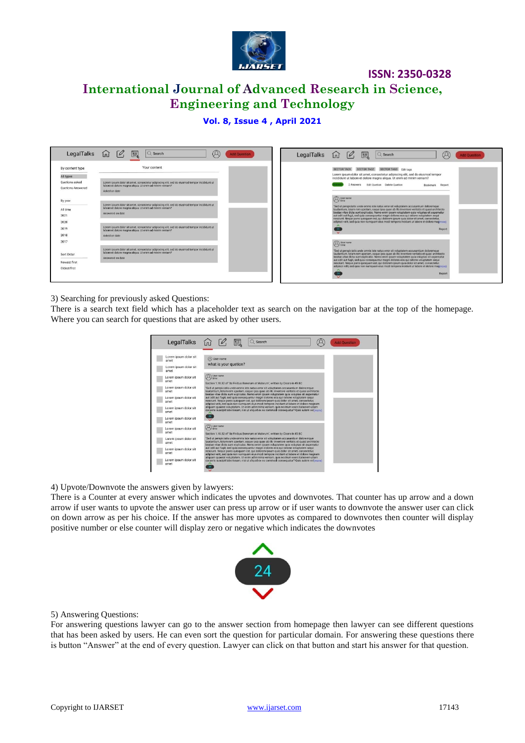3) Searching for previously asked Questions:
There is a search text field which has a placeholder text as search on the navigation bar at the top of the homepage. Where you can search for questions that are asked by other users.

4) Upvote/Downvote the answers given by lawyers:
There is a Counter at every answer which indicates the upvotes and downvotes. That counter has up arrow and a down arrow if user wants to upvote the answer user can press up arrow or if user wants to downvote the answer user can click on down arrow as per his choice. If the answer has more upvotes as compared to downvotes then counter will display positive number or else counter will display zero or negative which indicates the downvotes

5) Answering Questions:
For answering questions lawyer can go to the answer section from homepage then lawyer can see different questions that has been asked by users. He can even sort the question for particular domain. For answering these questions there is button "Answer" at the end of every question. Lawyer can click on that button and start his answer for that question.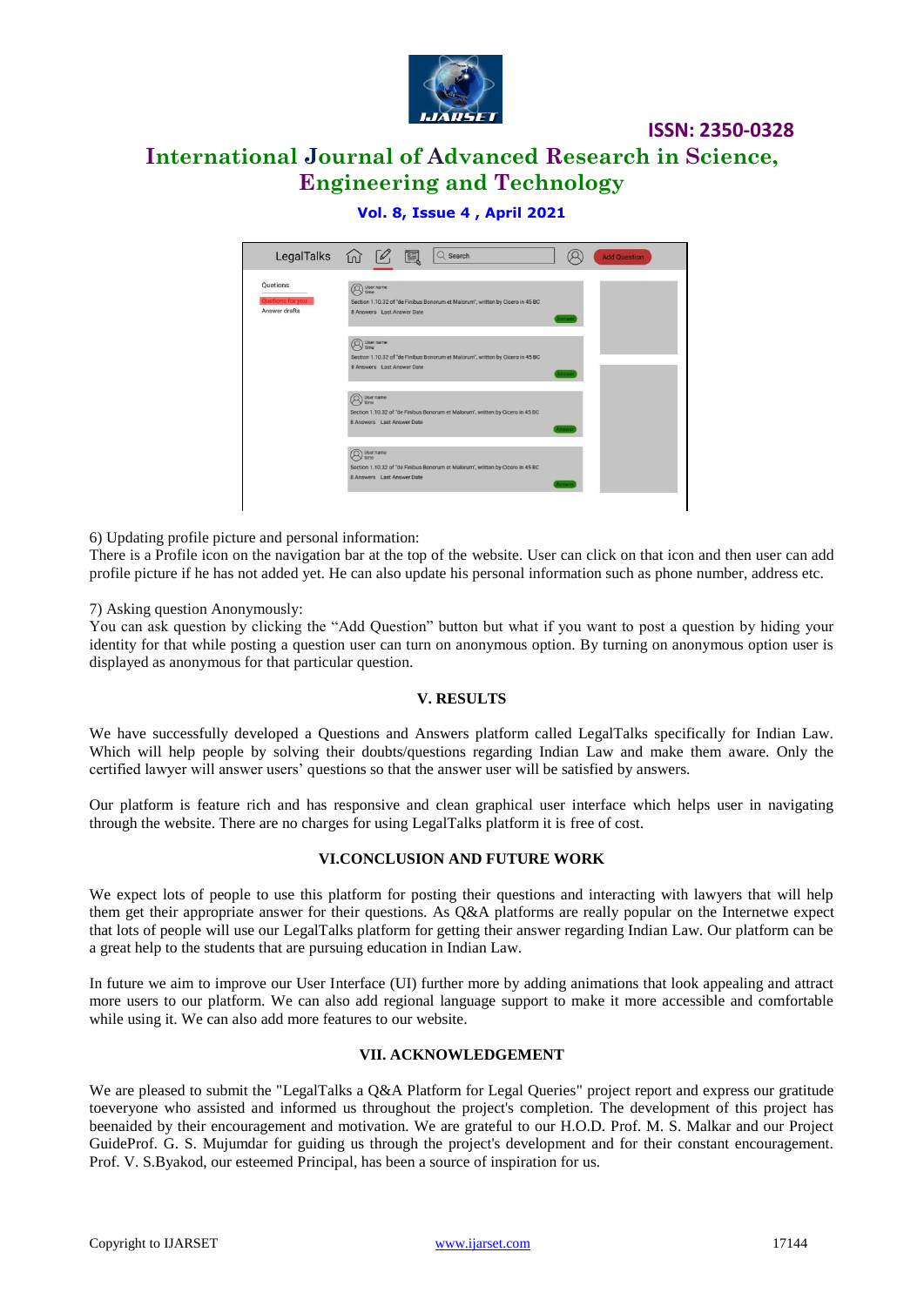6) Updating profile picture and personal information:
There is a Profile icon on the navigation bar at the top of the website. User can click on that icon and then user can add profile picture if he has not added yet. He can also update his personal information such as phone number, address etc.

7) Asking question Anonymously:
You can ask question by clicking the "Add Question" button but what if you want to post a question by hiding your identity for that while posting a question user can turn on anonymous option. By turning on anonymous option user is displayed as anonymous for that particular question.

## V. RESULTS

We have successfully developed a Questions and Answers platform called LegalTalks specifically for Indian Law. Which will help people by solving their doubts/questions regarding Indian Law and make them aware. Only the certified lawyer will answer users' questions so that the answer user will be satisfied by answers.

Our platform is feature rich and has responsive and clean graphical user interface which helps user in navigating through the website. There are no charges for using LegalTalks platform it is free of cost.

## VI.CONCLUSION AND FUTURE WORK

We expect lots of people to use this platform for posting their questions and interacting with lawyers that will help them get their appropriate answer for their questions. As Q&A platforms are really popular on the Internetwe expect that lots of people will use our LegalTalks platform for getting their answer regarding Indian Law. Our platform can be a great help to the students that are pursuing education in Indian Law.

In future we aim to improve our User Interface (UI) further more by adding animations that look appealing and attract more users to our platform. We can also add regional language support to make it more accessible and comfortable while using it. We can also add more features to our website.

## VII. ACKNOWLEDGEMENT

We are pleased to submit the "LegalTalks a Q&A Platform for Legal Queries" project report and express our gratitude toeveryone who assisted and informed us throughout the project's completion. The development of this project has beenaided by their encouragement and motivation. We are grateful to our H.O.D. Prof. M. S. Malkar and our Project GuideProf. G. S. Mujumdar for guiding us through the project's development and for their constant encouragement. Prof. V. S.Byakod, our esteemed Principal, has been a source of inspiration for us.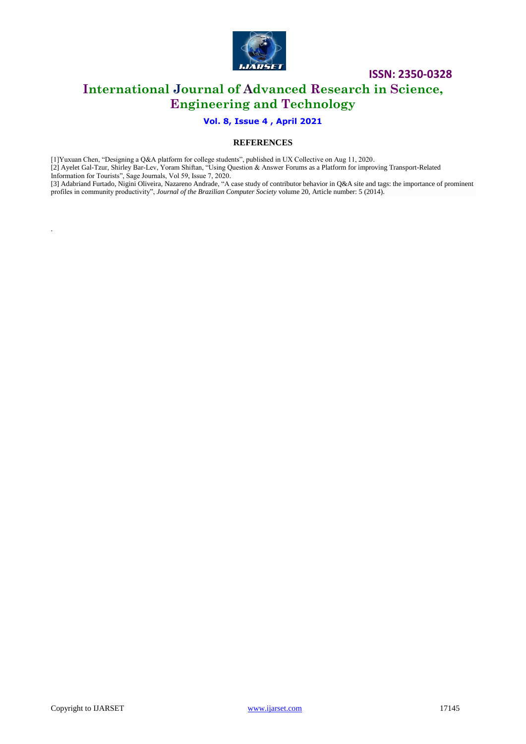## REFERENCES

[1]Yuxuan Chen, "Designing a Q&A platform for college students", published in UX Collective on Aug 11, 2020.

[2] Ayelet Gal-Tzur, Shirley Bar-Lev, Yoram Shiftan, "Using Question & Answer Forums as a Platform for improving Transport-Related Information for Tourists", Sage Journals, Vol 59, Issue 7, 2020.

[3] Adabriand Furtado, Nigini Oliveira, Nazareno Andrade, "A case study of contributor behavior in Q&A site and tags: the importance of prominent profiles in community productivity", *Journal of the Brazilian Computer Society* volume 20, Article number: 5 (2014).